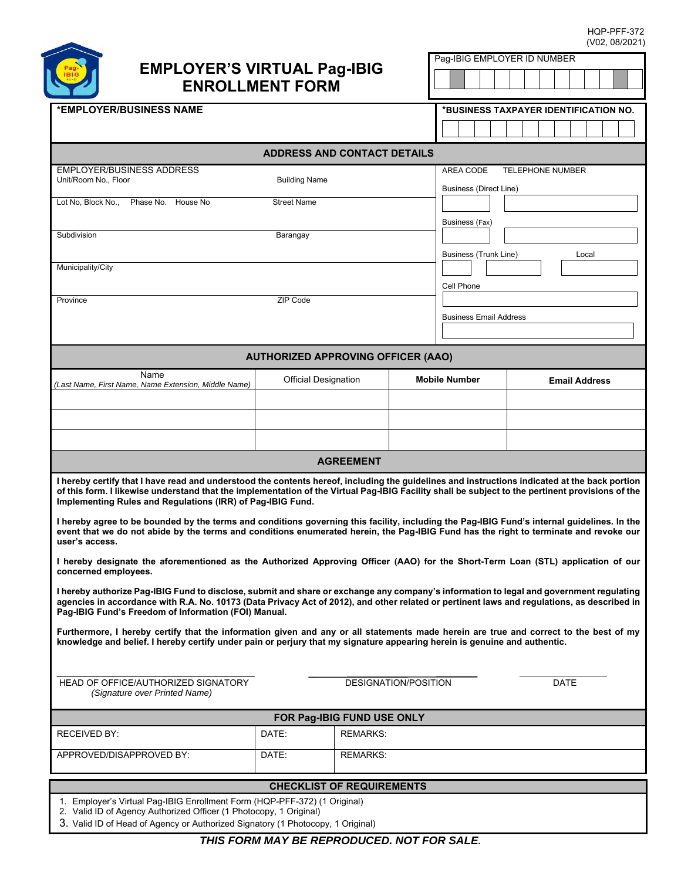HQP-PFF-372
(V02, 08/2021)

# EMPLOYER'S VIRTUAL Pag-IBIG ENROLLMENT FORM

| Pag-IBIG EMPLOYER ID NUMBER |
|---|
| |

| *EMPLOYER/BUSINESS NAME | *BUSINESS TAXPAYER IDENTIFICATION NO. |
|---|---|
| | |

## ADDRESS AND CONTACT DETAILS

| EMPLOYER/BUSINESS ADDRESS | | AREA CODE / TELEPHONE NUMBER |
|---|---|---|
| Unit/Room No., Floor | Building Name | Business (Direct Line) |
| Lot No, Block No., Phase No. House No | Street Name | Business (Fax) |
| Subdivision | Barangay | Business (Trunk Line) / Local |
| Municipality/City | | Cell Phone |
| Province | ZIP Code | Business Email Address |

## AUTHORIZED APPROVING OFFICER (AAO)

| Name *(Last Name, First Name, Name Extension, Middle Name)* | Official Designation | **Mobile Number** | **Email Address** |
|---|---|---|---|
| | | | |
| | | | |
| | | | |

## AGREEMENT

**I hereby certify that I have read and understood the contents hereof, including the guidelines and instructions indicated at the back portion of this form. I likewise understand that the implementation of the Virtual Pag-IBIG Facility shall be subject to the pertinent provisions of the Implementing Rules and Regulations (IRR) of Pag-IBIG Fund.**

**I hereby agree to be bounded by the terms and conditions governing this facility, including the Pag-IBIG Fund's internal guidelines. In the event that we do not abide by the terms and conditions enumerated herein, the Pag-IBIG Fund has the right to terminate and revoke our user's access.**

**I hereby designate the aforementioned as the Authorized Approving Officer (AAO) for the Short-Term Loan (STL) application of our concerned employees.**

**I hereby authorize Pag-IBIG Fund to disclose, submit and share or exchange any company's information to legal and government regulating agencies in accordance with R.A. No. 10173 (Data Privacy Act of 2012), and other related or pertinent laws and regulations, as described in Pag-IBIG Fund's Freedom of Information (FOI) Manual.**

**Furthermore, I hereby certify that the information given and any or all statements made herein are true and correct to the best of my knowledge and belief. I hereby certify under pain or perjury that my signature appearing herein is genuine and authentic.**

| HEAD OF OFFICE/AUTHORIZED SIGNATORY *(Signature over Printed Name)* | DESIGNATION/POSITION | DATE |
|---|---|---|

## FOR Pag-IBIG FUND USE ONLY

| RECEIVED BY: | DATE: | REMARKS: |
|---|---|---|
| APPROVED/DISAPPROVED BY: | DATE: | REMARKS: |

## CHECKLIST OF REQUIREMENTS

1. Employer's Virtual Pag-IBIG Enrollment Form (HQP-PFF-372) (1 Original)
2. Valid ID of Agency Authorized Officer (1 Photocopy, 1 Original)
3. Valid ID of Head of Agency or Authorized Signatory (1 Photocopy, 1 Original)

***THIS FORM MAY BE REPRODUCED. NOT FOR SALE.***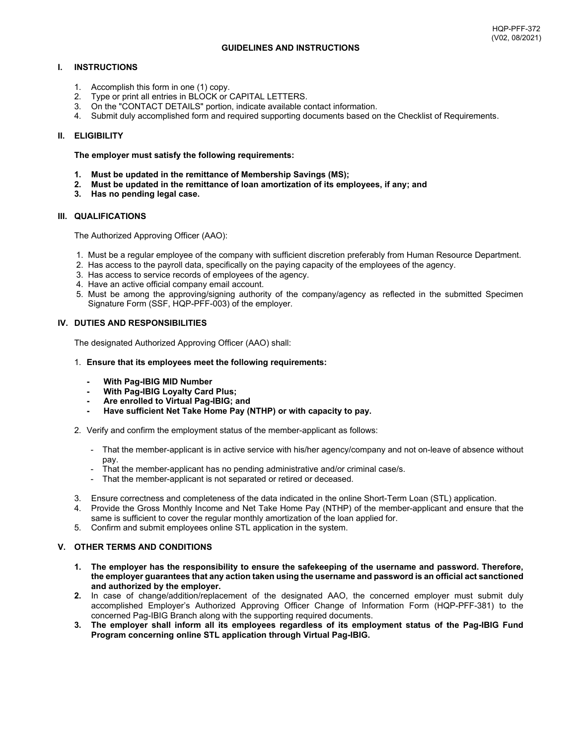HQP-PFF-372
(V02, 08/2021)

## GUIDELINES AND INSTRUCTIONS

### I. INSTRUCTIONS

1. Accomplish this form in one (1) copy.
2. Type or print all entries in BLOCK or CAPITAL LETTERS.
3. On the "CONTACT DETAILS" portion, indicate available contact information.
4. Submit duly accomplished form and required supporting documents based on the Checklist of Requirements.

### II. ELIGIBILITY

**The employer must satisfy the following requirements:**

1. **Must be updated in the remittance of Membership Savings (MS);**
2. **Must be updated in the remittance of loan amortization of its employees, if any; and**
3. **Has no pending legal case.**

### III. QUALIFICATIONS

The Authorized Approving Officer (AAO):

1. Must be a regular employee of the company with sufficient discretion preferably from Human Resource Department.
2. Has access to the payroll data, specifically on the paying capacity of the employees of the agency.
3. Has access to service records of employees of the agency.
4. Have an active official company email account.
5. Must be among the approving/signing authority of the company/agency as reflected in the submitted Specimen Signature Form (SSF, HQP-PFF-003) of the employer.

### IV. DUTIES AND RESPONSIBILITIES

The designated Authorized Approving Officer (AAO) shall:

1. **Ensure that its employees meet the following requirements:**
   - **With Pag-IBIG MID Number**
   - **With Pag-IBIG Loyalty Card Plus;**
   - **Are enrolled to Virtual Pag-IBIG; and**
   - **Have sufficient Net Take Home Pay (NTHP) or with capacity to pay.**
2. Verify and confirm the employment status of the member-applicant as follows:
   - That the member-applicant is in active service with his/her agency/company and not on-leave of absence without pay.
   - That the member-applicant has no pending administrative and/or criminal case/s.
   - That the member-applicant is not separated or retired or deceased.
3. Ensure correctness and completeness of the data indicated in the online Short-Term Loan (STL) application.
4. Provide the Gross Monthly Income and Net Take Home Pay (NTHP) of the member-applicant and ensure that the same is sufficient to cover the regular monthly amortization of the loan applied for.
5. Confirm and submit employees online STL application in the system.

### V. OTHER TERMS AND CONDITIONS

1. **The employer has the responsibility to ensure the safekeeping of the username and password. Therefore, the employer guarantees that any action taken using the username and password is an official act sanctioned and authorized by the employer.**
2. In case of change/addition/replacement of the designated AAO, the concerned employer must submit duly accomplished Employer's Authorized Approving Officer Change of Information Form (HQP-PFF-381) to the concerned Pag-IBIG Branch along with the supporting required documents.
3. **The employer shall inform all its employees regardless of its employment status of the Pag-IBIG Fund Program concerning online STL application through Virtual Pag-IBIG.**